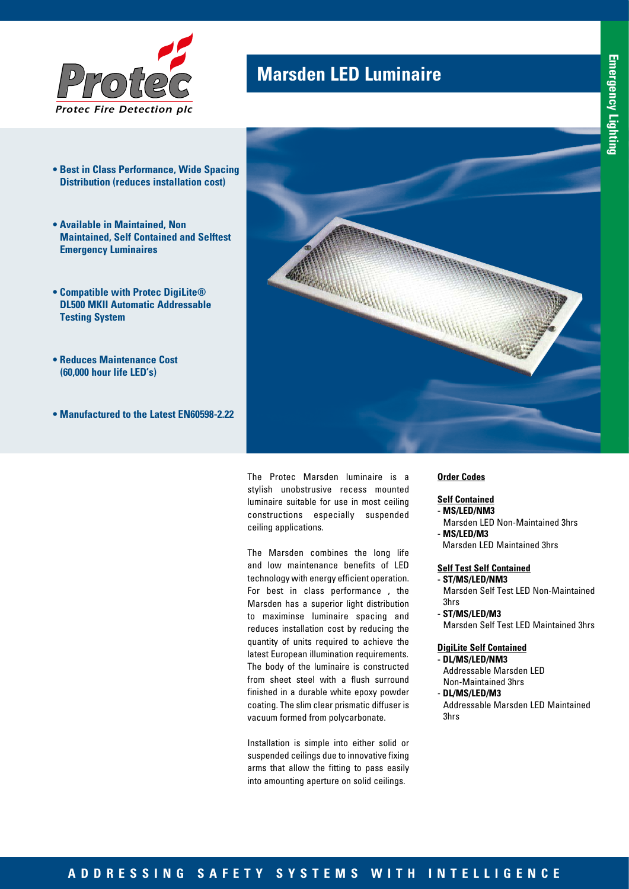# Marsden LED Luminaire

- **Best in Class Performance, Wide Spacing Distribution (reduces installation cost)**
- **Available in Maintained, Non Maintained, Self Contained and Selftest Emergency Luminaires**
- **Compatible with Protec DigiLite® DL500 MKII Automatic Addressable Testing System**
- **Reduces Maintenance Cost (60,000 hour life LED's)**
- **Manufactured to the Latest EN60598-2.22**

The Protec Marsden luminaire is a stylish unobstrusive recess mounted luminaire suitable for use in most ceiling constructions especially suspended ceiling applications.

The Marsden combines the long life and low maintenance benefits of LED technology with energy efficient operation. For best in class performance , the Marsden has a superior light distribution to maximinse luminaire spacing and reduces installation cost by reducing the quantity of units required to achieve the latest European illumination requirements. The body of the luminaire is constructed from sheet steel with a flush surround finished in a durable white epoxy powder coating. The slim clear prismatic diffuser is vacuum formed from polycarbonate.

Installation is simple into either solid or suspended ceilings due to innovative fixing arms that allow the fitting to pass easily into amounting aperture on solid ceilings.

## Order Codes

### Self Contained

- **MS/LED/NM3**
  Marsden LED Non-Maintained 3hrs
- **MS/LED/M3**
  Marsden LED Maintained 3hrs

### Self Test Self Contained

- **ST/MS/LED/NM3**
  Marsden Self Test LED Non-Maintained 3hrs
- **ST/MS/LED/M3**
  Marsden Self Test LED Maintained 3hrs

### DigiLite Self Contained

- **DL/MS/LED/NM3**
  Addressable Marsden LED Non-Maintained 3hrs
- **DL/MS/LED/M3**
  Addressable Marsden LED Maintained 3hrs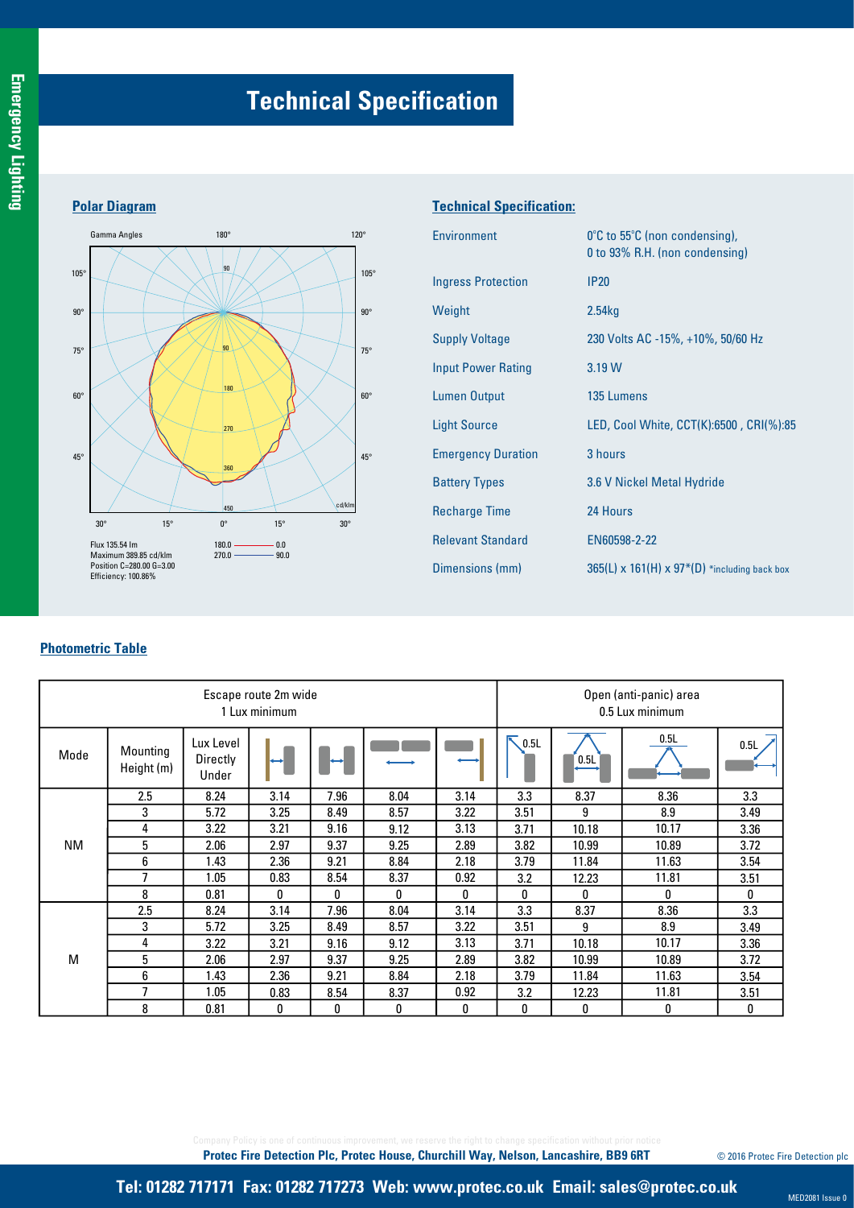# Technical Specification

## Polar Diagram

Gamma Angles

180°

120°

105°

90°

75°

60°

45°

30° 15° 0° 15° 30°

90 180 270 360 450

cd/klm

Flux 135.54 lm
Maximum 389.85 cd/klm
Position C=280.00 G=3.00
Efficiency: 100.86%

180.0 —— 0.0
270.0 —— 90.0

## Technical Specification:

| | |
|---|---|
| Environment | 0°C to 55°C (non condensing), 0 to 93% R.H. (non condensing) |
| Ingress Protection | IP20 |
| Weight | 2.54kg |
| Supply Voltage | 230 Volts AC -15%, +10%, 50/60 Hz |
| Input Power Rating | 3.19 W |
| Lumen Output | 135 Lumens |
| Light Source | LED, Cool White, CCT(K):6500 , CRI(%):85 |
| Emergency Duration | 3 hours |
| Battery Types | 3.6 V Nickel Metal Hydride |
| Recharge Time | 24 Hours |
| Relevant Standard | EN60598-2-22 |
| Dimensions (mm) | 365(L) x 161(H) x 97*(D) *including back box |

## Photometric Table

| Escape route 2m wide 1 Lux minimum | | | | | | | Open (anti-panic) area 0.5 Lux minimum | | | |
|---|---|---|---|---|---|---|---|---|---|---|
| Mode | Mounting Height (m) | Lux Level Directly Under | | | | | 0.5L | 0.5L | 0.5L | 0.5L |
| NM | 2.5 | 8.24 | 3.14 | 7.96 | 8.04 | 3.14 | 3.3 | 8.37 | 8.36 | 3.3 |
| | 3 | 5.72 | 3.25 | 8.49 | 8.57 | 3.22 | 3.51 | 9 | 8.9 | 3.49 |
| | 4 | 3.22 | 3.21 | 9.16 | 9.12 | 3.13 | 3.71 | 10.18 | 10.17 | 3.36 |
| | 5 | 2.06 | 2.97 | 9.37 | 9.25 | 2.89 | 3.82 | 10.99 | 10.89 | 3.72 |
| | 6 | 1.43 | 2.36 | 9.21 | 8.84 | 2.18 | 3.79 | 11.84 | 11.63 | 3.54 |
| | 7 | 1.05 | 0.83 | 8.54 | 8.37 | 0.92 | 3.2 | 12.23 | 11.81 | 3.51 |
| | 8 | 0.81 | 0 | 0 | 0 | 0 | 0 | 0 | 0 | 0 |
| M | 2.5 | 8.24 | 3.14 | 7.96 | 8.04 | 3.14 | 3.3 | 8.37 | 8.36 | 3.3 |
| | 3 | 5.72 | 3.25 | 8.49 | 8.57 | 3.22 | 3.51 | 9 | 8.9 | 3.49 |
| | 4 | 3.22 | 3.21 | 9.16 | 9.12 | 3.13 | 3.71 | 10.18 | 10.17 | 3.36 |
| | 5 | 2.06 | 2.97 | 9.37 | 9.25 | 2.89 | 3.82 | 10.99 | 10.89 | 3.72 |
| | 6 | 1.43 | 2.36 | 9.21 | 8.84 | 2.18 | 3.79 | 11.84 | 11.63 | 3.54 |
| | 7 | 1.05 | 0.83 | 8.54 | 8.37 | 0.92 | 3.2 | 12.23 | 11.81 | 3.51 |
| | 8 | 0.81 | 0 | 0 | 0 | 0 | 0 | 0 | 0 | 0 |

Company Policy is one of continuous improvement, we reserve the right to change specification without prior notice

**Protec Fire Detection Plc, Protec House, Churchill Way, Nelson, Lancashire, BB9 6RT**

© 2016 Protec Fire Detection plc

**Tel: 01282 717171 Fax: 01282 717273 Web: www.protec.co.uk Email: sales@protec.co.uk**

MED2081 Issue 0